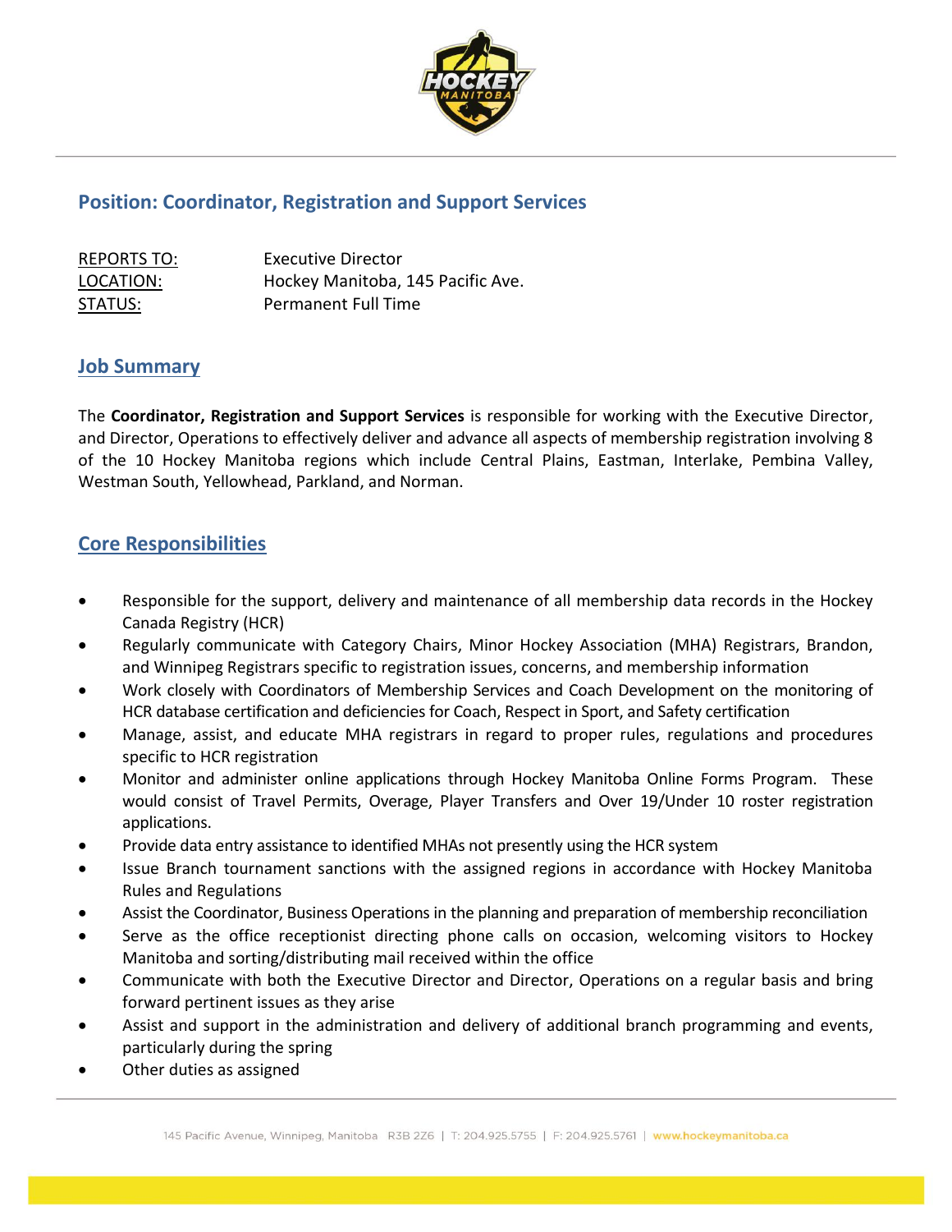## Position: Coordinator, Registration and Support Services

| | |
|---|---|
| REPORTS TO: | Executive Director |
| LOCATION: | Hockey Manitoba, 145 Pacific Ave. |
| STATUS: | Permanent Full Time |

## Job Summary

The **Coordinator, Registration and Support Services** is responsible for working with the Executive Director, and Director, Operations to effectively deliver and advance all aspects of membership registration involving 8 of the 10 Hockey Manitoba regions which include Central Plains, Eastman, Interlake, Pembina Valley, Westman South, Yellowhead, Parkland, and Norman.

## Core Responsibilities

- Responsible for the support, delivery and maintenance of all membership data records in the Hockey Canada Registry (HCR)
- Regularly communicate with Category Chairs, Minor Hockey Association (MHA) Registrars, Brandon, and Winnipeg Registrars specific to registration issues, concerns, and membership information
- Work closely with Coordinators of Membership Services and Coach Development on the monitoring of HCR database certification and deficiencies for Coach, Respect in Sport, and Safety certification
- Manage, assist, and educate MHA registrars in regard to proper rules, regulations and procedures specific to HCR registration
- Monitor and administer online applications through Hockey Manitoba Online Forms Program. These would consist of Travel Permits, Overage, Player Transfers and Over 19/Under 10 roster registration applications.
- Provide data entry assistance to identified MHAs not presently using the HCR system
- Issue Branch tournament sanctions with the assigned regions in accordance with Hockey Manitoba Rules and Regulations
- Assist the Coordinator, Business Operations in the planning and preparation of membership reconciliation
- Serve as the office receptionist directing phone calls on occasion, welcoming visitors to Hockey Manitoba and sorting/distributing mail received within the office
- Communicate with both the Executive Director and Director, Operations on a regular basis and bring forward pertinent issues as they arise
- Assist and support in the administration and delivery of additional branch programming and events, particularly during the spring
- Other duties as assigned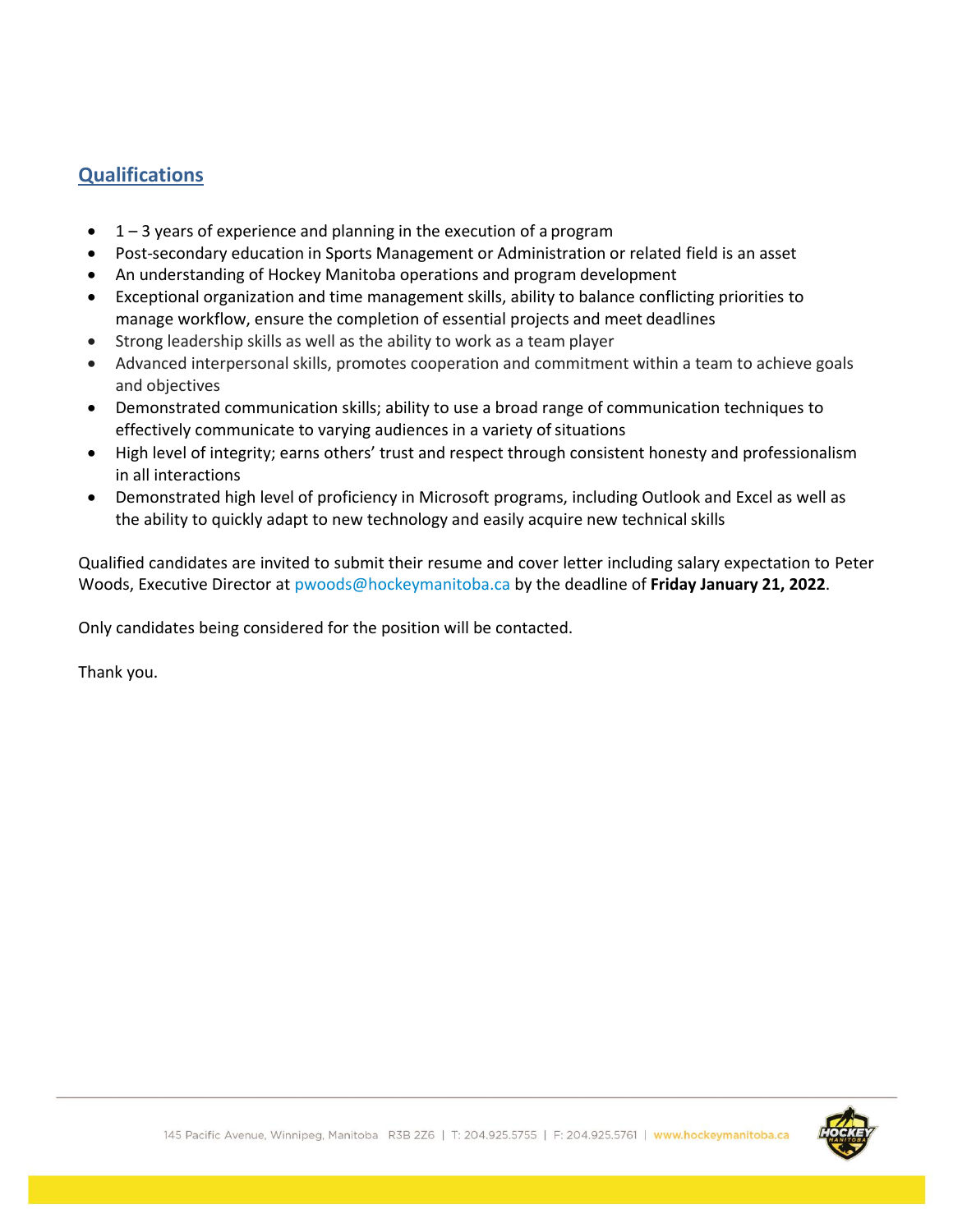## Qualifications

- 1 – 3 years of experience and planning in the execution of a program
- Post-secondary education in Sports Management or Administration or related field is an asset
- An understanding of Hockey Manitoba operations and program development
- Exceptional organization and time management skills, ability to balance conflicting priorities to manage workflow, ensure the completion of essential projects and meet deadlines
- Strong leadership skills as well as the ability to work as a team player
- Advanced interpersonal skills, promotes cooperation and commitment within a team to achieve goals and objectives
- Demonstrated communication skills; ability to use a broad range of communication techniques to effectively communicate to varying audiences in a variety of situations
- High level of integrity; earns others' trust and respect through consistent honesty and professionalism in all interactions
- Demonstrated high level of proficiency in Microsoft programs, including Outlook and Excel as well as the ability to quickly adapt to new technology and easily acquire new technical skills

Qualified candidates are invited to submit their resume and cover letter including salary expectation to Peter Woods, Executive Director at pwoods@hockeymanitoba.ca by the deadline of **Friday January 21, 2022**.

Only candidates being considered for the position will be contacted.

Thank you.